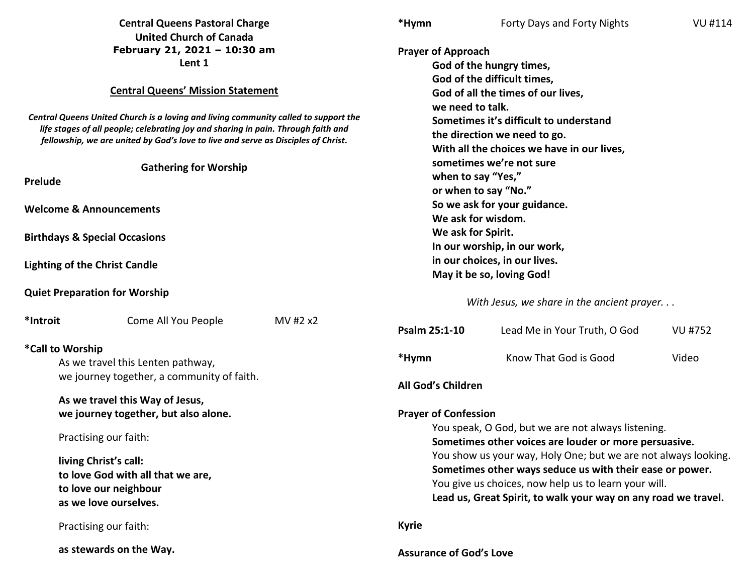**Central Queens Pastoral Charge**
**United Church of Canada**
**February 21, 2021 – 10:30 am**
**Lent 1**

## Central Queens' Mission Statement

*Central Queens United Church is a loving and living community called to support the life stages of all people; celebrating joy and sharing in pain. Through faith and fellowship, we are united by God's love to live and serve as Disciples of Christ.*

### Gathering for Worship

**Prelude**

**Welcome & Announcements**

**Birthdays & Special Occasions**

**Lighting of the Christ Candle**

**Quiet Preparation for Worship**

**\*Introit** Come All You People MV #2 x2

**\*Call to Worship**

As we travel this Lenten pathway,
we journey together, a community of faith.

**As we travel this Way of Jesus,**
**we journey together, but also alone.**

Practising our faith:

**living Christ's call:**
**to love God with all that we are,**
**to love our neighbour**
**as we love ourselves.**

Practising our faith:

**as stewards on the Way.**

**\*Hymn** Forty Days and Forty Nights VU #114

**Prayer of Approach**

**God of the hungry times,**
**God of the difficult times,**
**God of all the times of our lives,**
**we need to talk.**
**Sometimes it's difficult to understand**
**the direction we need to go.**
**With all the choices we have in our lives,**
**sometimes we're not sure**
**when to say "Yes,"**
**or when to say "No."**
**So we ask for your guidance.**
**We ask for wisdom.**
**We ask for Spirit.**
**In our worship, in our work,**
**in our choices, in our lives.**
**May it be so, loving God!**

*With Jesus, we share in the ancient prayer. . .*

**Psalm 25:1-10** Lead Me in Your Truth, O God VU #752

**\*Hymn** Know That God is Good Video

**All God's Children**

**Prayer of Confession**

You speak, O God, but we are not always listening.
**Sometimes other voices are louder or more persuasive.**
You show us your way, Holy One; but we are not always looking.
**Sometimes other ways seduce us with their ease or power.**
You give us choices, now help us to learn your will.
**Lead us, Great Spirit, to walk your way on any road we travel.**

**Kyrie**

**Assurance of God's Love**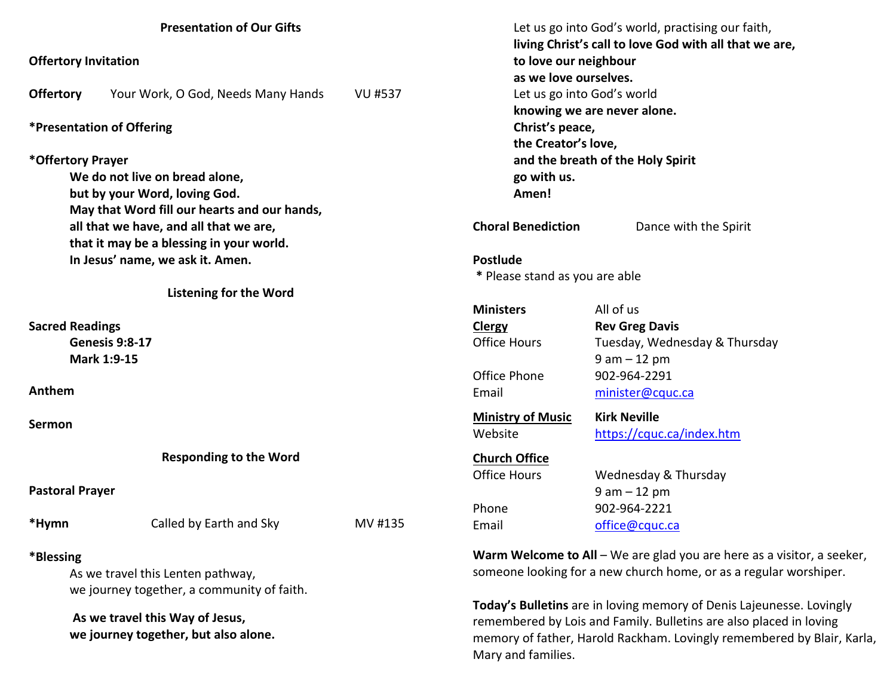## Presentation of Our Gifts

**Offertory Invitation**

**Offertory** Your Work, O God, Needs Many Hands VU #537

***Presentation of Offering**

***Offertory Prayer**

**We do not live on bread alone,**
**but by your Word, loving God.**
**May that Word fill our hearts and our hands,**
**all that we have, and all that we are,**
**that it may be a blessing in your world.**
**In Jesus' name, we ask it. Amen.**

## Listening for the Word

**Sacred Readings**

**Genesis 9:8-17**
**Mark 1:9-15**

**Anthem**

**Sermon**

## Responding to the Word

**Pastoral Prayer**

***Hymn** Called by Earth and Sky MV #135

***Blessing**

As we travel this Lenten pathway,
we journey together, a community of faith.

**As we travel this Way of Jesus,**
**we journey together, but also alone.**

Let us go into God's world, practising our faith,
**living Christ's call to love God with all that we are,**
**to love our neighbour**
**as we love ourselves.**
Let us go into God's world
**knowing we are never alone.**
**Christ's peace,**
**the Creator's love,**
**and the breath of the Holy Spirit**
**go with us.**
**Amen!**

**Choral Benediction** Dance with the Spirit

**Postlude**

**\*** Please stand as you are able

| | |
|---|---|
| **Ministers** | All of us |
| **<u>Clergy</u>** | **Rev Greg Davis** |
| Office Hours | Tuesday, Wednesday & Thursday 9 am – 12 pm |
| Office Phone | 902-964-2291 |
| Email | minister@cquc.ca |
| **<u>Ministry of Music</u>** | **Kirk Neville** |
| Website | https://cquc.ca/index.htm |
| **<u>Church Office</u>** | |
| Office Hours | Wednesday & Thursday 9 am – 12 pm |
| Phone | 902-964-2221 |
| Email | office@cquc.ca |

**Warm Welcome to All** – We are glad you are here as a visitor, a seeker, someone looking for a new church home, or as a regular worshiper.

**Today's Bulletins** are in loving memory of Denis Lajeunesse. Lovingly remembered by Lois and Family. Bulletins are also placed in loving memory of father, Harold Rackham. Lovingly remembered by Blair, Karla, Mary and families.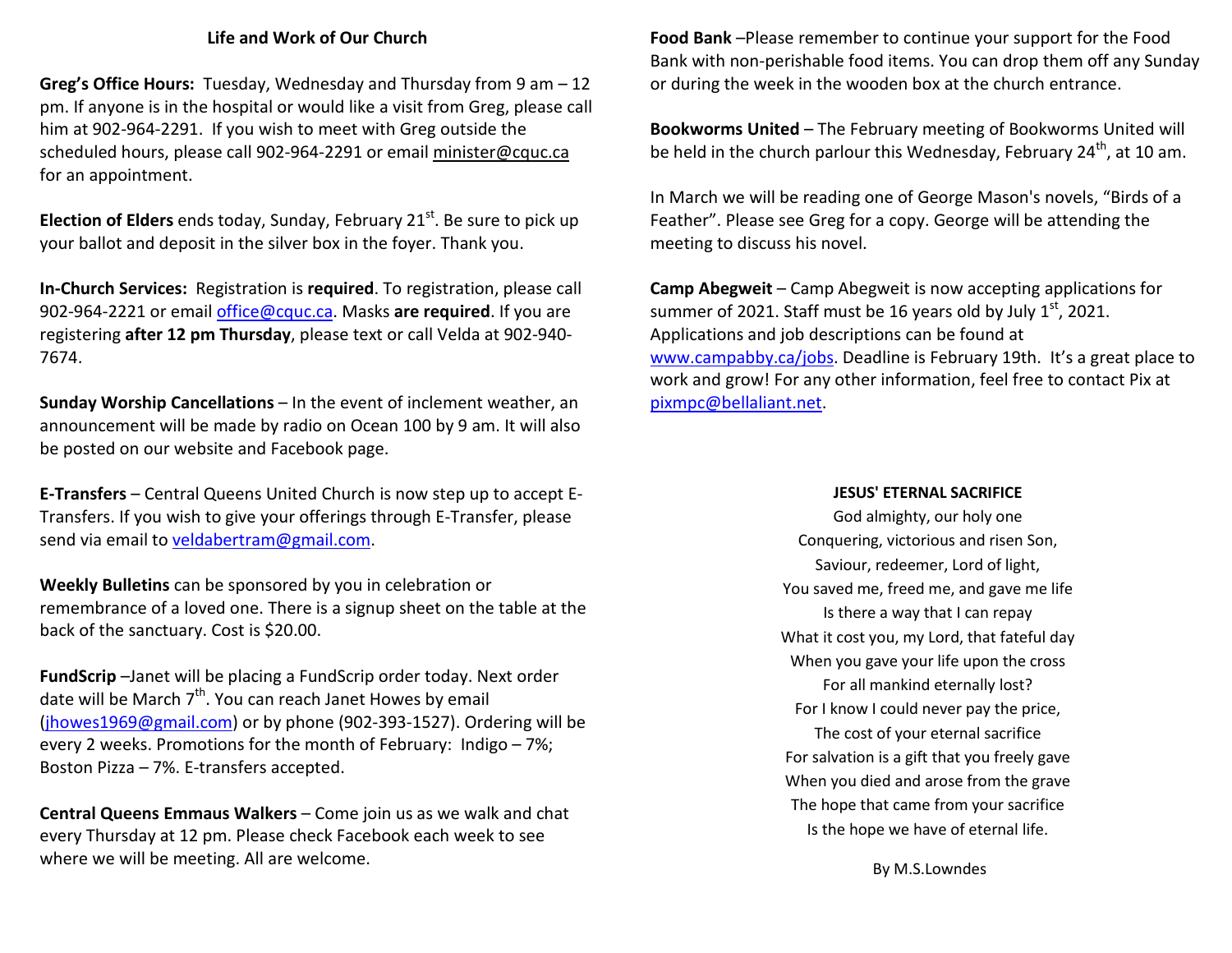## Life and Work of Our Church

**Greg's Office Hours:** Tuesday, Wednesday and Thursday from 9 am – 12 pm. If anyone is in the hospital or would like a visit from Greg, please call him at 902-964-2291. If you wish to meet with Greg outside the scheduled hours, please call 902-964-2291 or email minister@cquc.ca for an appointment.

**Election of Elders** ends today, Sunday, February 21st. Be sure to pick up your ballot and deposit in the silver box in the foyer. Thank you.

**In-Church Services:** Registration is **required**. To registration, please call 902-964-2221 or email office@cquc.ca. Masks **are required**. If you are registering **after 12 pm Thursday**, please text or call Velda at 902-940-7674.

**Sunday Worship Cancellations** – In the event of inclement weather, an announcement will be made by radio on Ocean 100 by 9 am. It will also be posted on our website and Facebook page.

**E-Transfers** – Central Queens United Church is now step up to accept E-Transfers. If you wish to give your offerings through E-Transfer, please send via email to veldabertram@gmail.com.

**Weekly Bulletins** can be sponsored by you in celebration or remembrance of a loved one. There is a signup sheet on the table at the back of the sanctuary. Cost is $20.00.

**FundScrip** –Janet will be placing a FundScrip order today. Next order date will be March 7th. You can reach Janet Howes by email (jhowes1969@gmail.com) or by phone (902-393-1527). Ordering will be every 2 weeks. Promotions for the month of February: Indigo – 7%; Boston Pizza – 7%. E-transfers accepted.

**Central Queens Emmaus Walkers** – Come join us as we walk and chat every Thursday at 12 pm. Please check Facebook each week to see where we will be meeting. All are welcome.

**Food Bank** –Please remember to continue your support for the Food Bank with non-perishable food items. You can drop them off any Sunday or during the week in the wooden box at the church entrance.

**Bookworms United** – The February meeting of Bookworms United will be held in the church parlour this Wednesday, February 24th, at 10 am.

In March we will be reading one of George Mason's novels, "Birds of a Feather". Please see Greg for a copy. George will be attending the meeting to discuss his novel.

**Camp Abegweit** – Camp Abegweit is now accepting applications for summer of 2021. Staff must be 16 years old by July 1st, 2021. Applications and job descriptions can be found at www.campabby.ca/jobs. Deadline is February 19th. It's a great place to work and grow! For any other information, feel free to contact Pix at pixmpc@bellaliant.net.

**JESUS' ETERNAL SACRIFICE**

God almighty, our holy one
Conquering, victorious and risen Son,
Saviour, redeemer, Lord of light,
You saved me, freed me, and gave me life
Is there a way that I can repay
What it cost you, my Lord, that fateful day
When you gave your life upon the cross
For all mankind eternally lost?
For I know I could never pay the price,
The cost of your eternal sacrifice
For salvation is a gift that you freely gave
When you died and arose from the grave
The hope that came from your sacrifice
Is the hope we have of eternal life.

By M.S.Lowndes